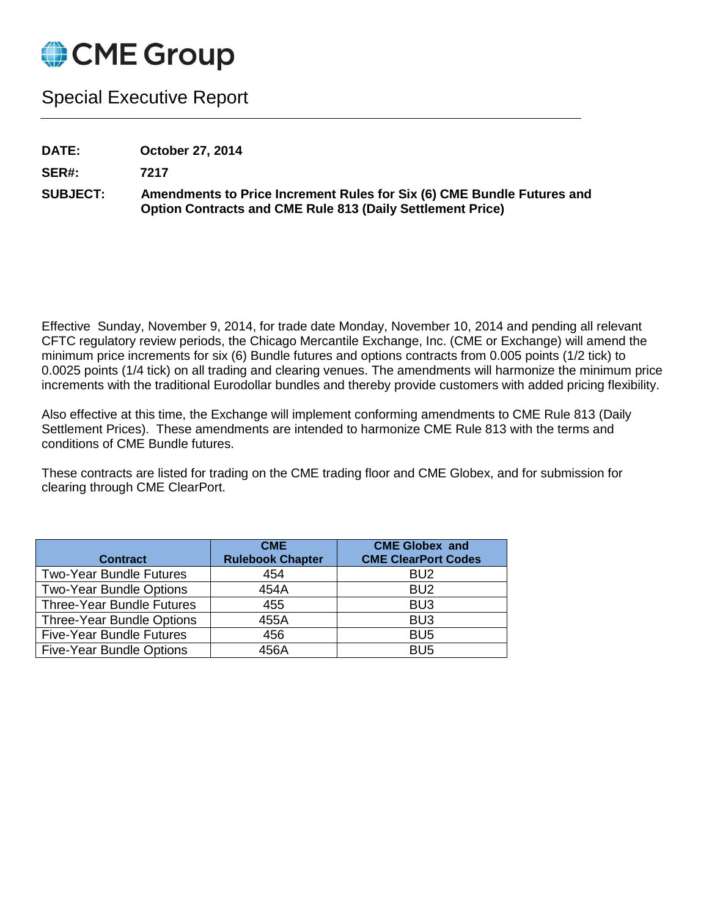# CME Group

## Special Executive Report

**DATE:** October 27, 2014

**SER#:** 7217

**SUBJECT:** Amendments to Price Increment Rules for Six (6) CME Bundle Futures and Option Contracts and CME Rule 813 (Daily Settlement Price)

Effective Sunday, November 9, 2014, for trade date Monday, November 10, 2014 and pending all relevant CFTC regulatory review periods, the Chicago Mercantile Exchange, Inc. (CME or Exchange) will amend the minimum price increments for six (6) Bundle futures and options contracts from 0.005 points (1/2 tick) to 0.0025 points (1/4 tick) on all trading and clearing venues. The amendments will harmonize the minimum price increments with the traditional Eurodollar bundles and thereby provide customers with added pricing flexibility.

Also effective at this time, the Exchange will implement conforming amendments to CME Rule 813 (Daily Settlement Prices). These amendments are intended to harmonize CME Rule 813 with the terms and conditions of CME Bundle futures.

These contracts are listed for trading on the CME trading floor and CME Globex, and for submission for clearing through CME ClearPort.

| Contract | CME Rulebook Chapter | CME Globex and CME ClearPort Codes |
|---|---|---|
| Two-Year Bundle Futures | 454 | BU2 |
| Two-Year Bundle Options | 454A | BU2 |
| Three-Year Bundle Futures | 455 | BU3 |
| Three-Year Bundle Options | 455A | BU3 |
| Five-Year Bundle Futures | 456 | BU5 |
| Five-Year Bundle Options | 456A | BU5 |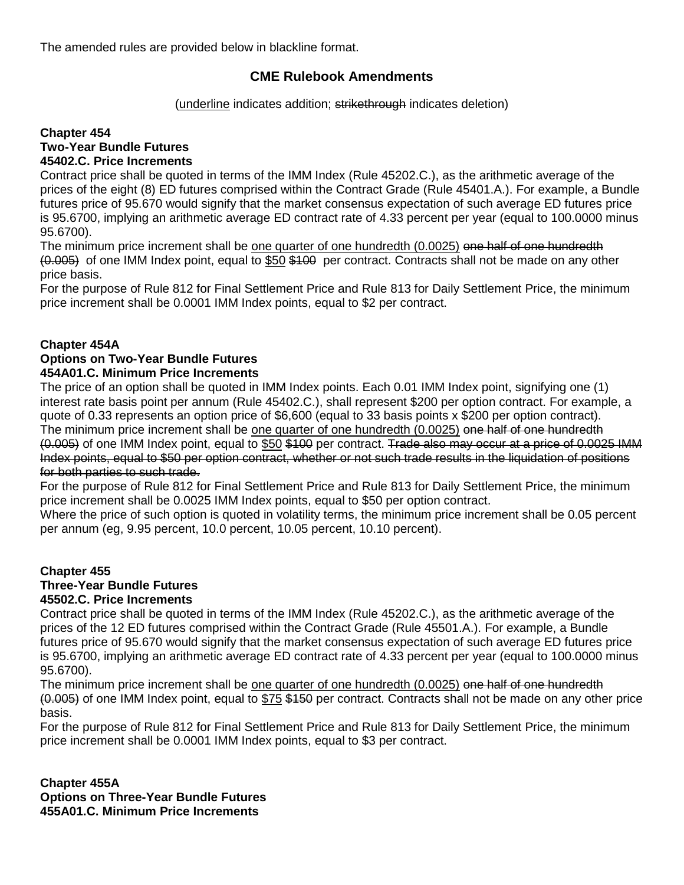The amended rules are provided below in blackline format.

## CME Rulebook Amendments

(<u>underline</u> indicates addition; ~~strikethrough~~ indicates deletion)

**Chapter 454**
**Two-Year Bundle Futures**
**45402.C. Price Increments**

Contract price shall be quoted in terms of the IMM Index (Rule 45202.C.), as the arithmetic average of the prices of the eight (8) ED futures comprised within the Contract Grade (Rule 45401.A.). For example, a Bundle futures price of 95.670 would signify that the market consensus expectation of such average ED futures price is 95.6700, implying an arithmetic average ED contract rate of 4.33 percent per year (equal to 100.0000 minus 95.6700).

The minimum price increment shall be <u>one quarter of one hundredth (0.0025)</u> ~~one half of one hundredth (0.005)~~ of one IMM Index point, equal to <u>$50</u> ~~$100~~ per contract. Contracts shall not be made on any other price basis.

For the purpose of Rule 812 for Final Settlement Price and Rule 813 for Daily Settlement Price, the minimum price increment shall be 0.0001 IMM Index points, equal to $2 per contract.

**Chapter 454A**
**Options on Two-Year Bundle Futures**
**454A01.C. Minimum Price Increments**

The price of an option shall be quoted in IMM Index points. Each 0.01 IMM Index point, signifying one (1) interest rate basis point per annum (Rule 45402.C.), shall represent $200 per option contract. For example, a quote of 0.33 represents an option price of $6,600 (equal to 33 basis points x $200 per option contract).

The minimum price increment shall be <u>one quarter of one hundredth (0.0025)</u> ~~one half of one hundredth (0.005)~~ of one IMM Index point, equal to <u>$50</u> ~~$100~~ per contract. ~~Trade also may occur at a price of 0.0025 IMM Index points, equal to $50 per option contract, whether or not such trade results in the liquidation of positions for both parties to such trade.~~

For the purpose of Rule 812 for Final Settlement Price and Rule 813 for Daily Settlement Price, the minimum price increment shall be 0.0025 IMM Index points, equal to $50 per option contract.

Where the price of such option is quoted in volatility terms, the minimum price increment shall be 0.05 percent per annum (eg, 9.95 percent, 10.0 percent, 10.05 percent, 10.10 percent).

**Chapter 455**
**Three-Year Bundle Futures**
**45502.C. Price Increments**

Contract price shall be quoted in terms of the IMM Index (Rule 45202.C.), as the arithmetic average of the prices of the 12 ED futures comprised within the Contract Grade (Rule 45501.A.). For example, a Bundle futures price of 95.670 would signify that the market consensus expectation of such average ED futures price is 95.6700, implying an arithmetic average ED contract rate of 4.33 percent per year (equal to 100.0000 minus 95.6700).

The minimum price increment shall be <u>one quarter of one hundredth (0.0025)</u> ~~one half of one hundredth (0.005)~~ of one IMM Index point, equal to <u>$75</u> ~~$150~~ per contract. Contracts shall not be made on any other price basis.

For the purpose of Rule 812 for Final Settlement Price and Rule 813 for Daily Settlement Price, the minimum price increment shall be 0.0001 IMM Index points, equal to $3 per contract.

**Chapter 455A**
**Options on Three-Year Bundle Futures**
**455A01.C. Minimum Price Increments**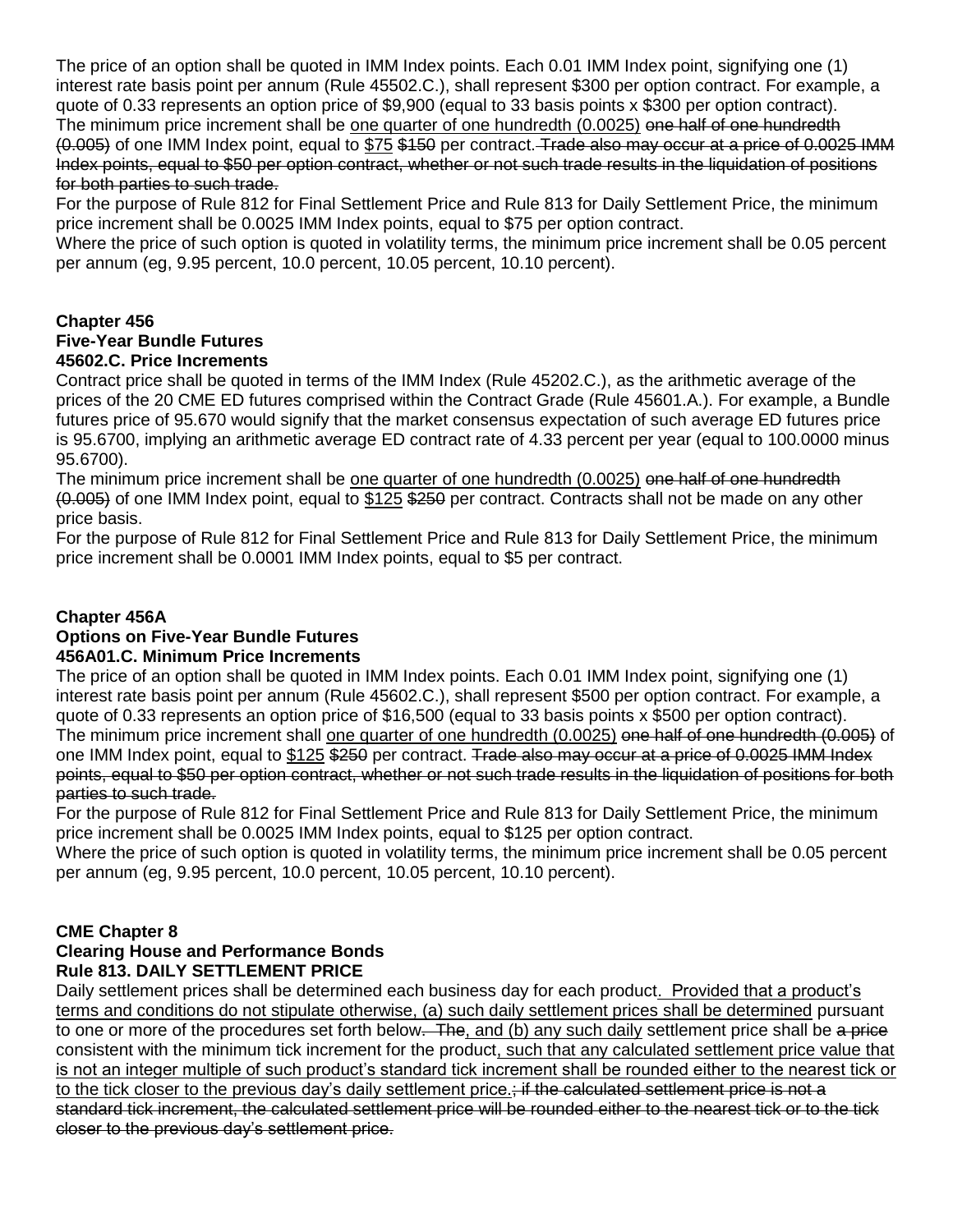The price of an option shall be quoted in IMM Index points. Each 0.01 IMM Index point, signifying one (1) interest rate basis point per annum (Rule 45502.C.), shall represent $300 per option contract. For example, a quote of 0.33 represents an option price of $9,900 (equal to 33 basis points x $300 per option contract). The minimum price increment shall be <u>one quarter of one hundredth (0.0025)</u> ~~one half of one hundredth (0.005)~~ of one IMM Index point, equal to <u>$75</u> ~~$150~~ per contract. ~~Trade also may occur at a price of 0.0025 IMM Index points, equal to $50 per option contract, whether or not such trade results in the liquidation of positions for both parties to such trade.~~

For the purpose of Rule 812 for Final Settlement Price and Rule 813 for Daily Settlement Price, the minimum price increment shall be 0.0025 IMM Index points, equal to $75 per option contract.

Where the price of such option is quoted in volatility terms, the minimum price increment shall be 0.05 percent per annum (eg, 9.95 percent, 10.0 percent, 10.05 percent, 10.10 percent).

**Chapter 456**
**Five-Year Bundle Futures**
**45602.C. Price Increments**

Contract price shall be quoted in terms of the IMM Index (Rule 45202.C.), as the arithmetic average of the prices of the 20 CME ED futures comprised within the Contract Grade (Rule 45601.A.). For example, a Bundle futures price of 95.670 would signify that the market consensus expectation of such average ED futures price is 95.6700, implying an arithmetic average ED contract rate of 4.33 percent per year (equal to 100.0000 minus 95.6700).

The minimum price increment shall be <u>one quarter of one hundredth (0.0025)</u> ~~one half of one hundredth (0.005)~~ of one IMM Index point, equal to <u>$125</u> ~~$250~~ per contract. Contracts shall not be made on any other price basis.

For the purpose of Rule 812 for Final Settlement Price and Rule 813 for Daily Settlement Price, the minimum price increment shall be 0.0001 IMM Index points, equal to $5 per contract.

**Chapter 456A**
**Options on Five-Year Bundle Futures**
**456A01.C. Minimum Price Increments**

The price of an option shall be quoted in IMM Index points. Each 0.01 IMM Index point, signifying one (1) interest rate basis point per annum (Rule 45602.C.), shall represent $500 per option contract. For example, a quote of 0.33 represents an option price of $16,500 (equal to 33 basis points x $500 per option contract). The minimum price increment shall <u>one quarter of one hundredth (0.0025)</u> ~~one half of one hundredth (0.005)~~ of one IMM Index point, equal to <u>$125</u> ~~$250~~ per contract. ~~Trade also may occur at a price of 0.0025 IMM Index points, equal to $50 per option contract, whether or not such trade results in the liquidation of positions for both parties to such trade.~~

For the purpose of Rule 812 for Final Settlement Price and Rule 813 for Daily Settlement Price, the minimum price increment shall be 0.0025 IMM Index points, equal to $125 per option contract.

Where the price of such option is quoted in volatility terms, the minimum price increment shall be 0.05 percent per annum (eg, 9.95 percent, 10.0 percent, 10.05 percent, 10.10 percent).

**CME Chapter 8**
**Clearing House and Performance Bonds**
**Rule 813. DAILY SETTLEMENT PRICE**

Daily settlement prices shall be determined each business day for each product<u>. Provided that a product's terms and conditions do not stipulate otherwise, (a) such daily settlement prices shall be determined</u> pursuant to one or more of the procedures set forth below~~. The~~<u>, and (b) any such daily</u> settlement price shall be ~~a price~~ consistent with the minimum tick increment for the product<u>, such that any calculated settlement price value that is not an integer multiple of such product's standard tick increment shall be rounded either to the nearest tick or to the tick closer to the previous day's daily settlement price.</u>~~; if the calculated settlement price is not a standard tick increment, the calculated settlement price will be rounded either to the nearest tick or to the tick closer to the previous day's settlement price.~~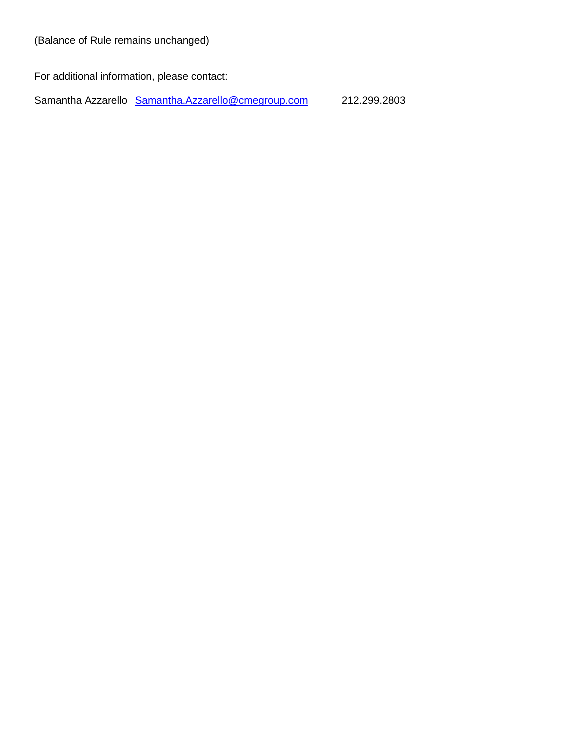(Balance of Rule remains unchanged)

For additional information, please contact:

Samantha Azzarello [Samantha.Azzarello@cmegroup.com](mailto:Samantha.Azzarello@cmegroup.com) 212.299.2803